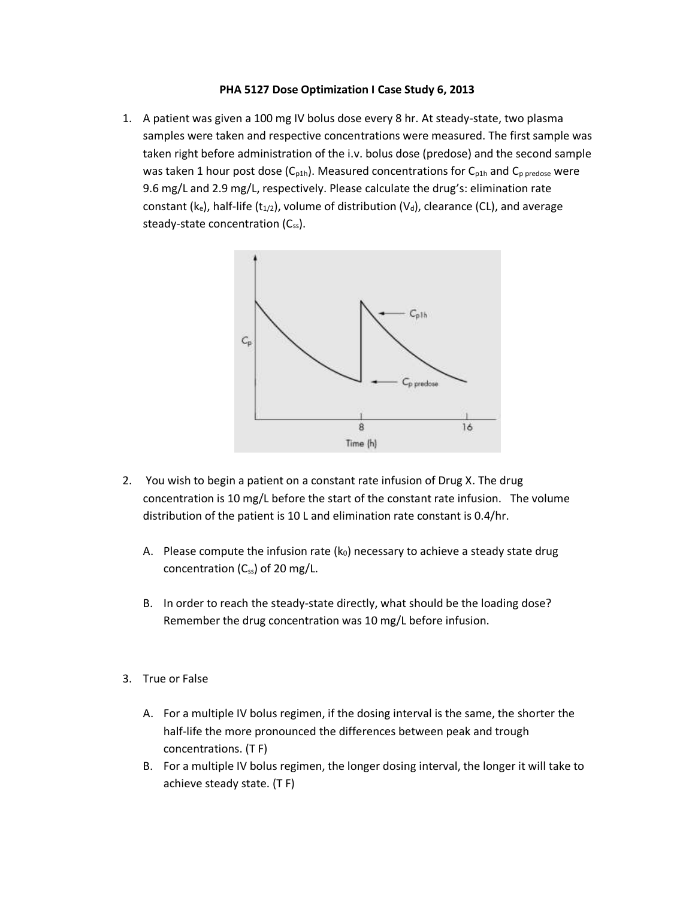# PHA 5127 Dose Optimization I Case Study 6, 2013

1. A patient was given a 100 mg IV bolus dose every 8 hr. At steady-state, two plasma samples were taken and respective concentrations were measured. The first sample was taken right before administration of the i.v. bolus dose (predose) and the second sample was taken 1 hour post dose ($C_{p1h}$). Measured concentrations for $C_{p1h}$ and $C_{p\ predose}$ were 9.6 mg/L and 2.9 mg/L, respectively. Please calculate the drug's: elimination rate constant ($k_e$), half-life ($t_{1/2}$), volume of distribution ($V_d$), clearance (CL), and average steady-state concentration ($C_{ss}$).

2. You wish to begin a patient on a constant rate infusion of Drug X. The drug concentration is 10 mg/L before the start of the constant rate infusion. The volume distribution of the patient is 10 L and elimination rate constant is 0.4/hr.

   A. Please compute the infusion rate ($k_0$) necessary to achieve a steady state drug concentration ($C_{ss}$) of 20 mg/L.

   B. In order to reach the steady-state directly, what should be the loading dose? Remember the drug concentration was 10 mg/L before infusion.

3. True or False

   A. For a multiple IV bolus regimen, if the dosing interval is the same, the shorter the half-life the more pronounced the differences between peak and trough concentrations. (T F)

   B. For a multiple IV bolus regimen, the longer dosing interval, the longer it will take to achieve steady state. (T F)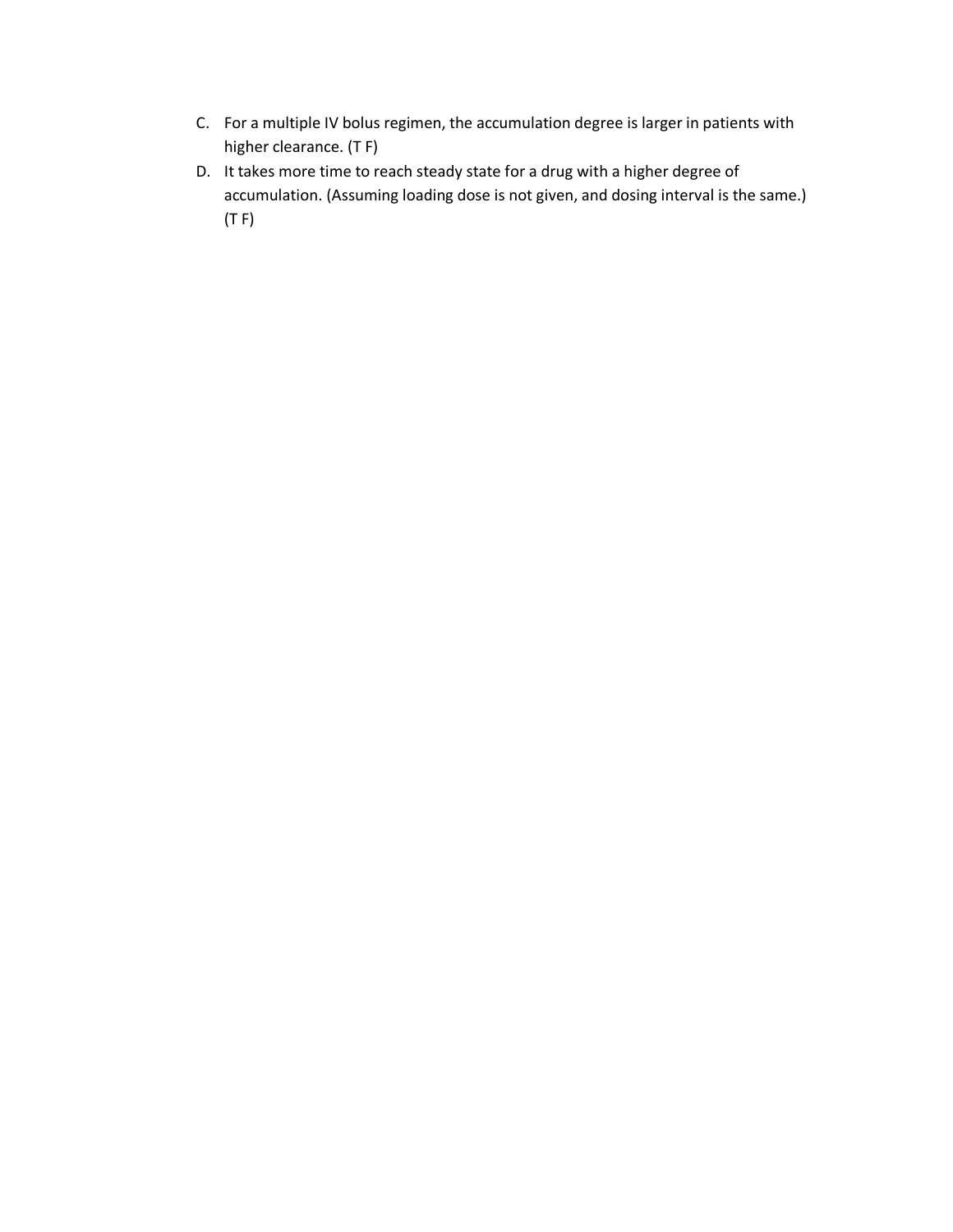C. For a multiple IV bolus regimen, the accumulation degree is larger in patients with higher clearance. (T F)

D. It takes more time to reach steady state for a drug with a higher degree of accumulation. (Assuming loading dose is not given, and dosing interval is the same.) (T F)